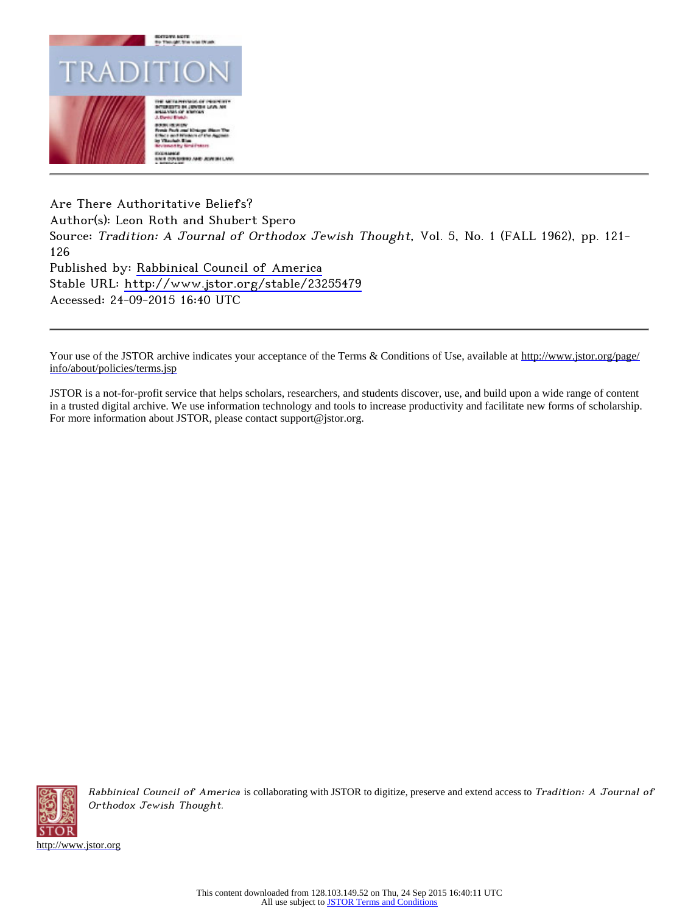Are There Authoritative Beliefs?
Author(s): Leon Roth and Shubert Spero
Source: *Tradition: A Journal of Orthodox Jewish Thought*, Vol. 5, No. 1 (FALL 1962), pp. 121-126
Published by: Rabbinical Council of America
Stable URL: http://www.jstor.org/stable/23255479
Accessed: 24-09-2015 16:40 UTC

---

Your use of the JSTOR archive indicates your acceptance of the Terms & Conditions of Use, available at http://www.jstor.org/page/info/about/policies/terms.jsp

JSTOR is a not-for-profit service that helps scholars, researchers, and students discover, use, and build upon a wide range of content in a trusted digital archive. We use information technology and tools to increase productivity and facilitate new forms of scholarship. For more information about JSTOR, please contact support@jstor.org.

*Rabbinical Council of America* is collaborating with JSTOR to digitize, preserve and extend access to *Tradition: A Journal of Orthodox Jewish Thought*.

http://www.jstor.org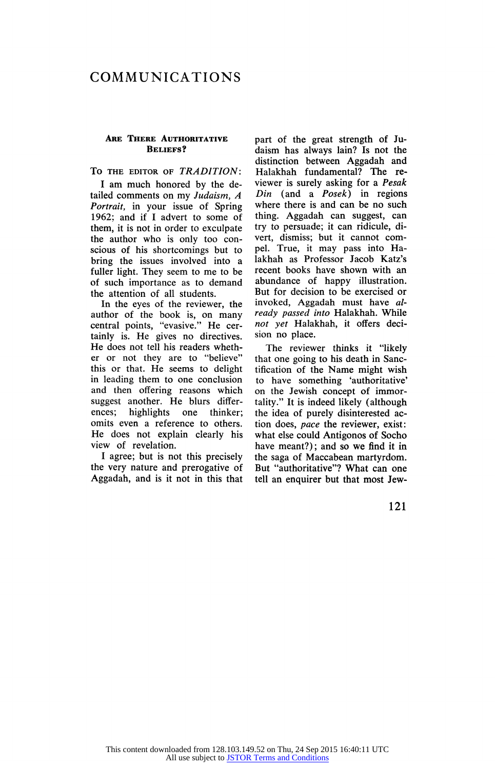# COMMUNICATIONS

## Are There Authoritative Beliefs?

To the editor of *TRADITION*:

I am much honored by the detailed comments on my *Judaism, A Portrait,* in your issue of Spring 1962; and if I advert to some of them, it is not in order to exculpate the author who is only too conscious of his shortcomings but to bring the issues involved into a fuller light. They seem to me to be of such importance as to demand the attention of all students.

In the eyes of the reviewer, the author of the book is, on many central points, "evasive." He certainly is. He gives no directives. He does not tell his readers whether or not they are to "believe" this or that. He seems to delight in leading them to one conclusion and then offering reasons which suggest another. He blurs differences; highlights one thinker; omits even a reference to others. He does not explain clearly his view of revelation.

I agree; but is not this precisely the very nature and prerogative of Aggadah, and is it not in this that part of the great strength of Judaism has always lain? Is not the distinction between Aggadah and Halakhah fundamental? The reviewer is surely asking for a *Pesak Din* (and a *Posek*) in regions where there is and can be no such thing. Aggadah can suggest, can try to persuade; it can ridicule, divert, dismiss; but it cannot compel. True, it may pass into Halakhah as Professor Jacob Katz's recent books have shown with an abundance of happy illustration. But for decision to be exercised or invoked, Aggadah must have *already passed into* Halakhah. While *not yet* Halakhah, it offers decision no place.

The reviewer thinks it "likely that one going to his death in Sanctification of the Name might wish to have something 'authoritative' on the Jewish concept of immortality." It is indeed likely (although the idea of purely disinterested action does, *pace* the reviewer, exist: what else could Antigonos of Socho have meant?); and so we find it in the saga of Maccabean martyrdom. But "authoritative"? What can one tell an enquirer but that most Jew-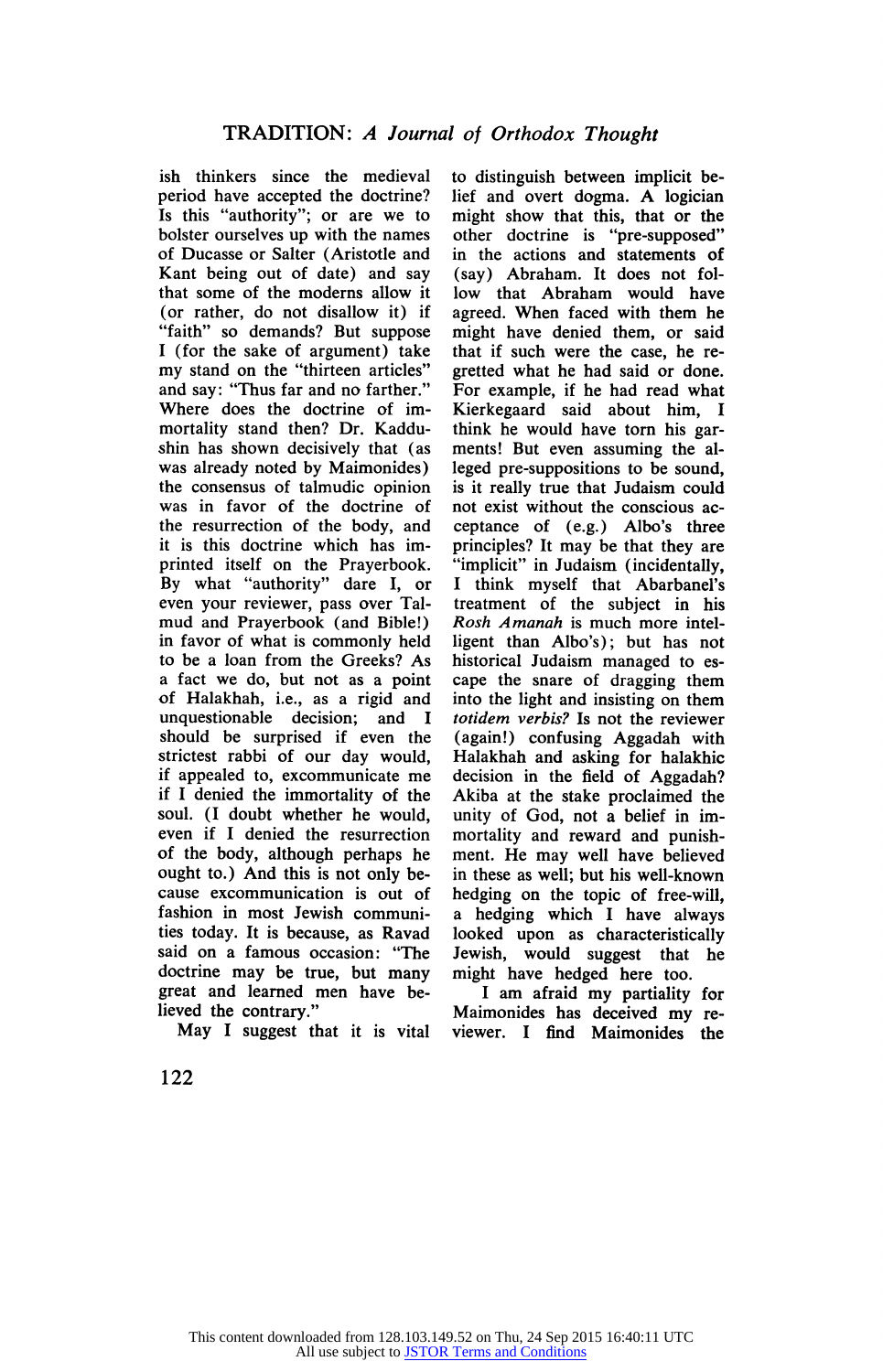ish thinkers since the medieval period have accepted the doctrine? Is this "authority"; or are we to bolster ourselves up with the names of Ducasse or Salter (Aristotle and Kant being out of date) and say that some of the moderns allow it (or rather, do not disallow it) if "faith" so demands? But suppose I (for the sake of argument) take my stand on the "thirteen articles" and say: "Thus far and no farther." Where does the doctrine of immortality stand then? Dr. Kadushin has shown decisively that (as was already noted by Maimonides) the consensus of talmudic opinion was in favor of the doctrine of the resurrection of the body, and it is this doctrine which has imprinted itself on the Prayerbook. By what "authority" dare I, or even your reviewer, pass over Talmud and Prayerbook (and Bible!) in favor of what is commonly held to be a loan from the Greeks? As a fact we do, but not as a point of Halakhah, i.e., as a rigid and unquestionable decision; and I should be surprised if even the strictest rabbi of our day would, if appealed to, excommunicate me if I denied the immortality of the soul. (I doubt whether he would, even if I denied the resurrection of the body, although perhaps he ought to.) And this is not only because excommunication is out of fashion in most Jewish communities today. It is because, as Ravad said on a famous occasion: "The doctrine may be true, but many great and learned men have believed the contrary."

May I suggest that it is vital to distinguish between implicit belief and overt dogma. A logician might show that this, that or the other doctrine is "pre-supposed" in the actions and statements of (say) Abraham. It does not follow that Abraham would have agreed. When faced with them he might have denied them, or said that if such were the case, he regretted what he had said or done. For example, if he had read what Kierkegaard said about him, I think he would have torn his garments! But even assuming the alleged pre-suppositions to be sound, is it really true that Judaism could not exist without the conscious acceptance of (e.g.) Albo's three principles? It may be that they are "implicit" in Judaism (incidentally, I think myself that Abarbanel's treatment of the subject in his *Rosh Amanah* is much more intelligent than Albo's); but has not historical Judaism managed to escape the snare of dragging them into the light and insisting on them *totidem verbis?* Is not the reviewer (again!) confusing Aggadah with Halakhah and asking for halakhic decision in the field of Aggadah? Akiba at the stake proclaimed the unity of God, not a belief in immortality and reward and punishment. He may well have believed in these as well; but his well-known hedging on the topic of free-will, a hedging which I have always looked upon as characteristically Jewish, would suggest that he might have hedged here too.

I am afraid my partiality for Maimonides has deceived my reviewer. I find Maimonides the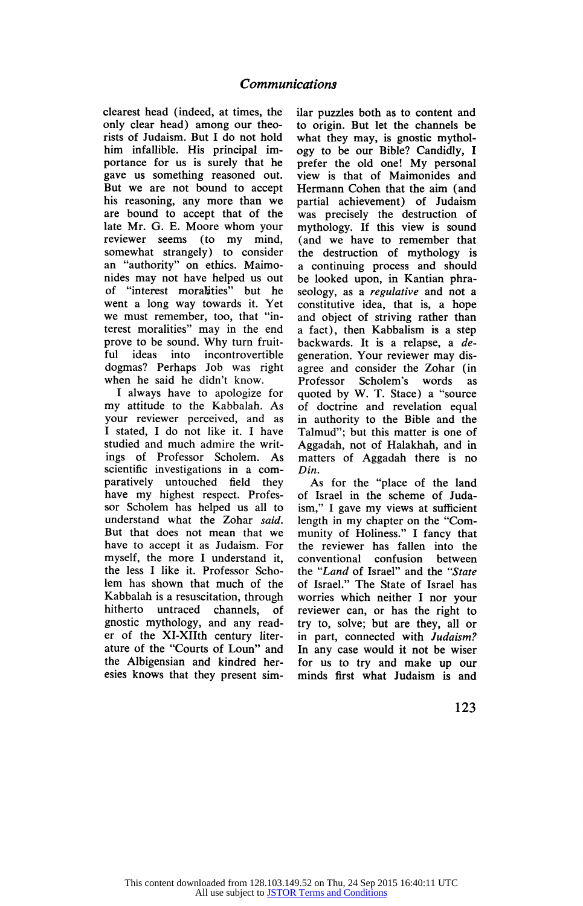clearest head (indeed, at times, the only clear head) among our theorists of Judaism. But I do not hold him infallible. His principal importance for us is surely that he gave us something reasoned out. But we are not bound to accept his reasoning, any more than we are bound to accept that of the late Mr. G. E. Moore whom your reviewer seems (to my mind, somewhat strangely) to consider an "authority" on ethics. Maimonides may not have helped us out of "interest moralities" but he went a long way towards it. Yet we must remember, too, that "interest moralities" may in the end prove to be sound. Why turn fruitful ideas into incontrovertible dogmas? Perhaps Job was right when he said he didn't know.

I always have to apologize for my attitude to the Kabbalah. As your reviewer perceived, and as I stated, I do not like it. I have studied and much admire the writings of Professor Scholem. As scientific investigations in a comparatively untouched field they have my highest respect. Professor Scholem has helped us all to understand what the Zohar *said*. But that does not mean that we have to accept it as Judaism. For myself, the more I understand it, the less I like it. Professor Scholem has shown that much of the Kabbalah is a resuscitation, through hitherto untraced channels, of gnostic mythology, and any reader of the XI-XIIth century literature of the "Courts of Loun" and the Albigensian and kindred heresies knows that they present similar puzzles both as to content and to origin. But let the channels be what they may, is gnostic mythology to be our Bible? Candidly, I prefer the old one! My personal view is that of Maimonides and Hermann Cohen that the aim (and partial achievement) of Judaism was precisely the destruction of mythology. If this view is sound (and we have to remember that the destruction of mythology is a continuing process and should be looked upon, in Kantian phraseology, as a *regulative* and not a constitutive idea, that is, a hope and object of striving rather than a fact), then Kabbalism is a step backwards. It is a relapse, a *degeneration*. Your reviewer may disagree and consider the Zohar (in Professor Scholem's words as quoted by W. T. Stace) a "source of doctrine and revelation equal in authority to the Bible and the Talmud"; but this matter is one of Aggadah, not of Halakhah, and in matters of Aggadah there is no *Din*.

As for the "place of the land of Israel in the scheme of Judaism," I gave my views at sufficient length in my chapter on the "Community of Holiness." I fancy that the reviewer has fallen into the conventional confusion between the "*Land* of Israel" and the "*State* of Israel." The State of Israel has worries which neither I nor your reviewer can, or has the right to try to, solve; but are they, all or in part, connected with *Judaism?* In any case would it not be wiser for us to try and make up our minds first what Judaism is and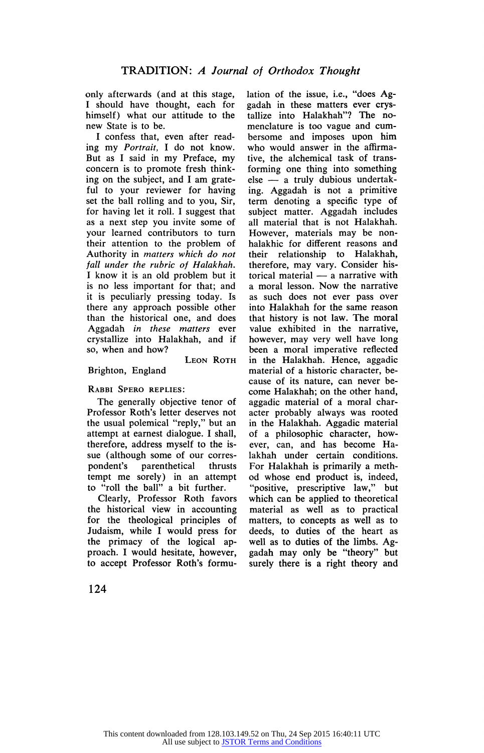only afterwards (and at this stage, I should have thought, each for himself) what our attitude to the new State is to be.

I confess that, even after reading my *Portrait,* I do not know. But as I said in my Preface, my concern is to promote fresh thinking on the subject, and I am grateful to your reviewer for having set the ball rolling and to you, Sir, for having let it roll. I suggest that as a next step you invite some of your learned contributors to turn their attention to the problem of Authority in *matters which do not fall under the rubric of Halakhah.* I know it is an old problem but it is no less important for that; and it is peculiarly pressing today. Is there any approach possible other than the historical one, and does Aggadah *in these matters* ever crystallize into Halakhah, and if so, when and how?

Leon Roth

Brighton, England

Rabbi Spero replies:

The generally objective tenor of Professor Roth's letter deserves not the usual polemical "reply," but an attempt at earnest dialogue. I shall, therefore, address myself to the issue (although some of our correspondent's parenthetical thrusts tempt me sorely) in an attempt to "roll the ball" a bit further.

Clearly, Professor Roth favors the historical view in accounting for the theological principles of Judaism, while I would press for the primacy of the logical approach. I would hesitate, however, to accept Professor Roth's formulation of the issue, i.e., "does Aggadah in these matters ever crystallize into Halakhah"? The nomenclature is too vague and cumbersome and imposes upon him who would answer in the affirmative, the alchemical task of transforming one thing into something else — a truly dubious undertaking. Aggadah is not a primitive term denoting a specific type of subject matter. Aggadah includes all material that is not Halakhah. However, materials may be non-halakhic for different reasons and their relationship to Halakhah, therefore, may vary. Consider historical material — a narrative with a moral lesson. Now the narrative as such does not ever pass over into Halakhah for the same reason that history is not law. The moral value exhibited in the narrative, however, may very well have long been a moral imperative reflected in the Halakhah. Hence, aggadic material of a historic character, because of its nature, can never become Halakhah; on the other hand, aggadic material of a moral character probably always was rooted in the Halakhah. Aggadic material of a philosophic character, however, can, and has become Halakhah under certain conditions. For Halakhah is primarily a method whose end product is, indeed, "positive, prescriptive law," but which can be applied to theoretical material as well as to practical matters, to concepts as well as to deeds, to duties of the heart as well as to duties of the limbs. Aggadah may only be "theory" but surely there is a right theory and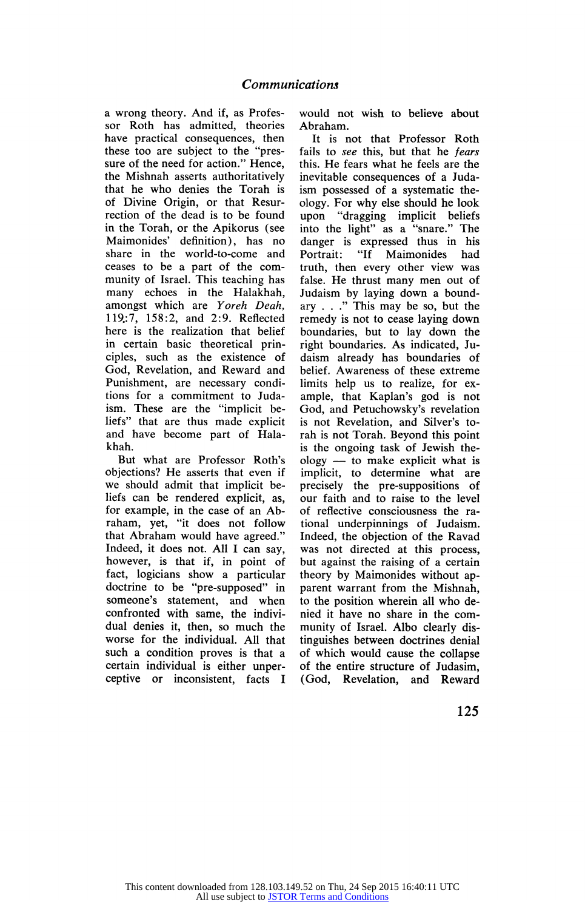a wrong theory. And if, as Professor Roth has admitted, theories have practical consequences, then these too are subject to the "pressure of the need for action." Hence, the Mishnah asserts authoritatively that he who denies the Torah is of Divine Origin, or that Resurrection of the dead is to be found in the Torah, or the Apikorus (see Maimonides' definition), has no share in the world-to-come and ceases to be a part of the community of Israel. This teaching has many echoes in the Halakhah, amongst which are *Yoreh Deah,* 119:7, 158:2, and 2:9. Reflected here is the realization that belief in certain basic theoretical principles, such as the existence of God, Revelation, and Reward and Punishment, are necessary conditions for a commitment to Judaism. These are the "implicit beliefs" that are thus made explicit and have become part of Halakhah.

But what are Professor Roth's objections? He asserts that even if we should admit that implicit beliefs can be rendered explicit, as, for example, in the case of an Abraham, yet, "it does not follow that Abraham would have agreed." Indeed, it does not. All I can say, however, is that if, in point of fact, logicians show a particular doctrine to be "pre-supposed" in someone's statement, and when confronted with same, the individual denies it, then, so much the worse for the individual. All that such a condition proves is that a certain individual is either unperceptive or inconsistent, facts I would not wish to believe about Abraham.

It is not that Professor Roth fails to *see* this, but that he *fears* this. He fears what he feels are the inevitable consequences of a Judaism possessed of a systematic theology. For why else should he look upon "dragging implicit beliefs into the light" as a "snare." The danger is expressed thus in his Portrait: "If Maimonides had truth, then every other view was false. He thrust many men out of Judaism by laying down a boundary . . ." This may be so, but the remedy is not to cease laying down boundaries, but to lay down the right boundaries. As indicated, Judaism already has boundaries of belief. Awareness of these extreme limits help us to realize, for example, that Kaplan's god is not God, and Petuchowsky's revelation is not Revelation, and Silver's torah is not Torah. Beyond this point is the ongoing task of Jewish theology — to make explicit what is implicit, to determine what are precisely the pre-suppositions of our faith and to raise to the level of reflective consciousness the rational underpinnings of Judaism. Indeed, the objection of the Ravad was not directed at this process, but against the raising of a certain theory by Maimonides without apparent warrant from the Mishnah, to the position wherein all who denied it have no share in the community of Israel. Albo clearly distinguishes between doctrines denial of which would cause the collapse of the entire structure of Judasim, (God, Revelation, and Reward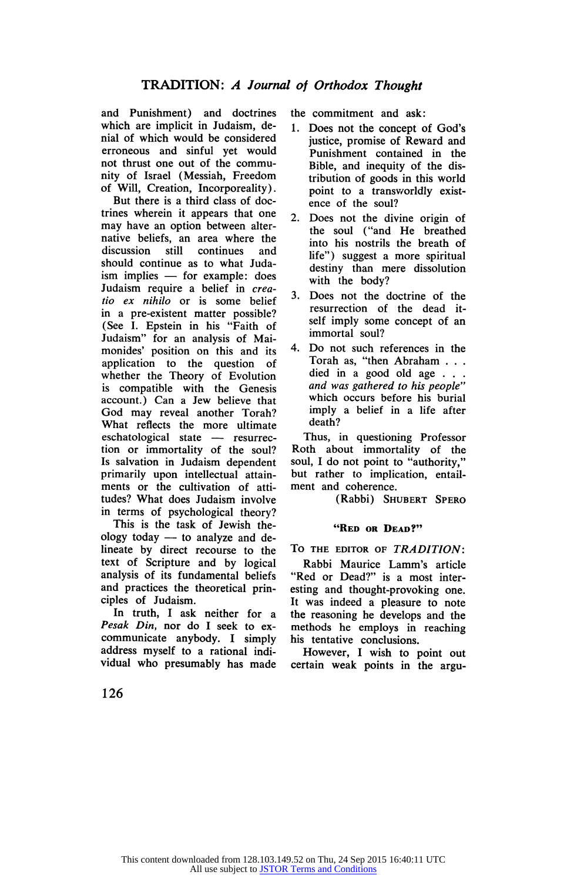and Punishment) and doctrines which are implicit in Judaism, denial of which would be considered erroneous and sinful yet would not thrust one out of the community of Israel (Messiah, Freedom of Will, Creation, Incorporeality).

But there is a third class of doctrines wherein it appears that one may have an option between alternative beliefs, an area where the discussion still continues and should continue as to what Judaism implies — for example: does Judaism require a belief in *creatio ex nihilo* or is some belief in a pre-existent matter possible? (See I. Epstein in his "Faith of Judaism" for an analysis of Maimonides' position on this and its application to the question of whether the Theory of Evolution is compatible with the Genesis account.) Can a Jew believe that God may reveal another Torah? What reflects the more ultimate eschatological state — resurrection or immortality of the soul? Is salvation in Judaism dependent primarily upon intellectual attainments or the cultivation of attitudes? What does Judaism involve in terms of psychological theory?

This is the task of Jewish theology today — to analyze and delineate by direct recourse to the text of Scripture and by logical analysis of its fundamental beliefs and practices the theoretical principles of Judaism.

In truth, I ask neither for a *Pesak Din*, nor do I seek to excommunicate anybody. I simply address myself to a rational individual who presumably has made the commitment and ask:

1. Does not the concept of God's justice, promise of Reward and Punishment contained in the Bible, and inequity of the distribution of goods in this world point to a transworldly existence of the soul?
2. Does not the divine origin of the soul ("and He breathed into his nostrils the breath of life") suggest a more spiritual destiny than mere dissolution with the body?
3. Does not the doctrine of the resurrection of the dead itself imply some concept of an immortal soul?
4. Do not such references in the Torah as, "then Abraham . . . died in a good old age . . . *and was gathered to his people*" which occurs before his burial imply a belief in a life after death?

Thus, in questioning Professor Roth about immortality of the soul, I do not point to "authority," but rather to implication, entailment and coherence.

(Rabbi) SHUBERT SPERO

## "RED OR DEAD?"

TO THE EDITOR OF *TRADITION*:

Rabbi Maurice Lamm's article "Red or Dead?" is a most interesting and thought-provoking one. It was indeed a pleasure to note the reasoning he develops and the methods he employs in reaching his tentative conclusions.

However, I wish to point out certain weak points in the argu-